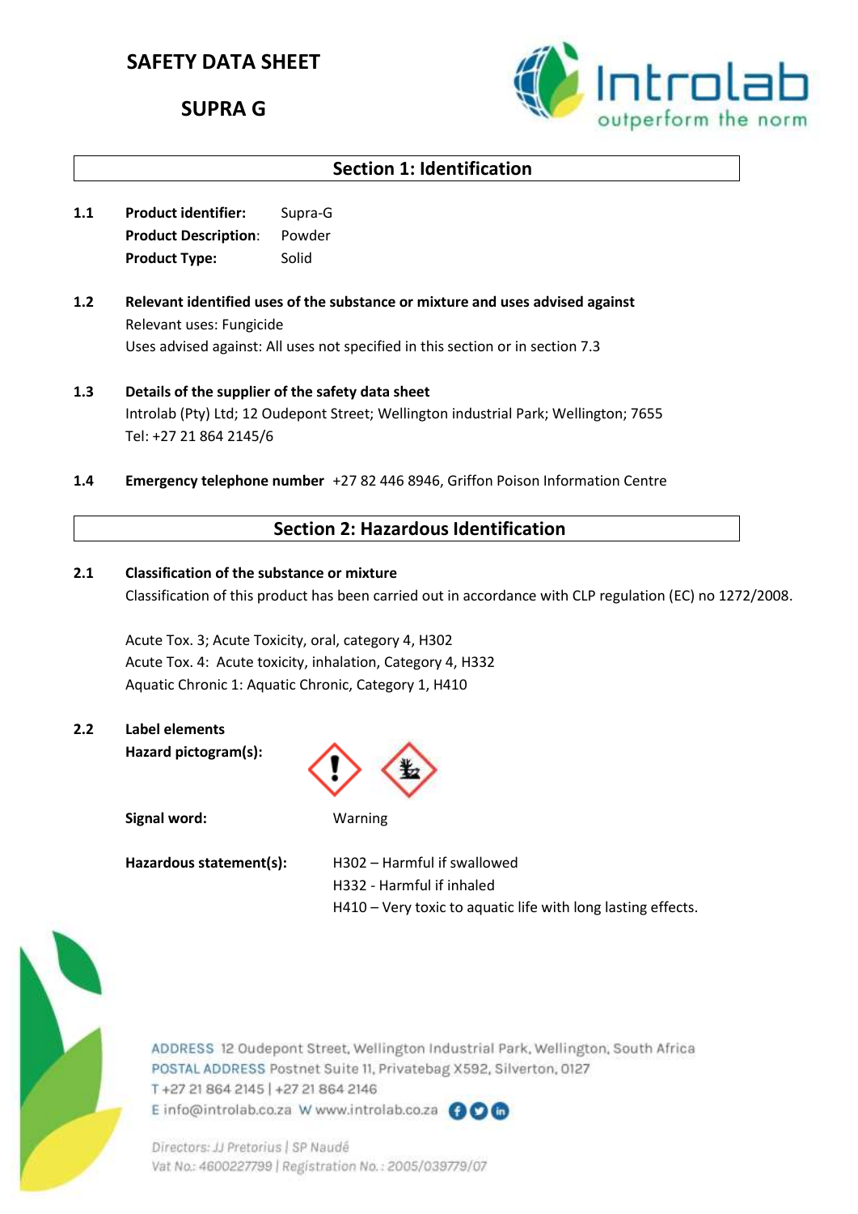# SAFETY DATA SHEET

## SUPRA G

## Section 1: Identification

**1.1** **Product identifier:** Supra-G
**Product Description**: Powder
**Product Type:** Solid

**1.2** **Relevant identified uses of the substance or mixture and uses advised against**
Relevant uses: Fungicide
Uses advised against: All uses not specified in this section or in section 7.3

**1.3** **Details of the supplier of the safety data sheet**
Introlab (Pty) Ltd; 12 Oudepont Street; Wellington industrial Park; Wellington; 7655
Tel: +27 21 864 2145/6

**1.4** **Emergency telephone number** +27 82 446 8946, Griffon Poison Information Centre

## Section 2: Hazardous Identification

**2.1** **Classification of the substance or mixture**
Classification of this product has been carried out in accordance with CLP regulation (EC) no 1272/2008.

Acute Tox. 3; Acute Toxicity, oral, category 4, H302
Acute Tox. 4: Acute toxicity, inhalation, Category 4, H332
Aquatic Chronic 1: Aquatic Chronic, Category 1, H410

**2.2** **Label elements**
**Hazard pictogram(s):**

**Signal word:** Warning

**Hazardous statement(s):**
H302 – Harmful if swallowed
H332 - Harmful if inhaled
H410 – Very toxic to aquatic life with long lasting effects.

ADDRESS 12 Oudepont Street, Wellington Industrial Park, Wellington, South Africa
POSTAL ADDRESS Postnet Suite 11, Privatebag X592, Silverton, 0127
T +27 21 864 2145 | +27 21 864 2146
E info@introlab.co.za W www.introlab.co.za

Directors: JJ Pretorius | SP Naudé
Vat No.: 4600227799 | Registration No.: 2005/039779/07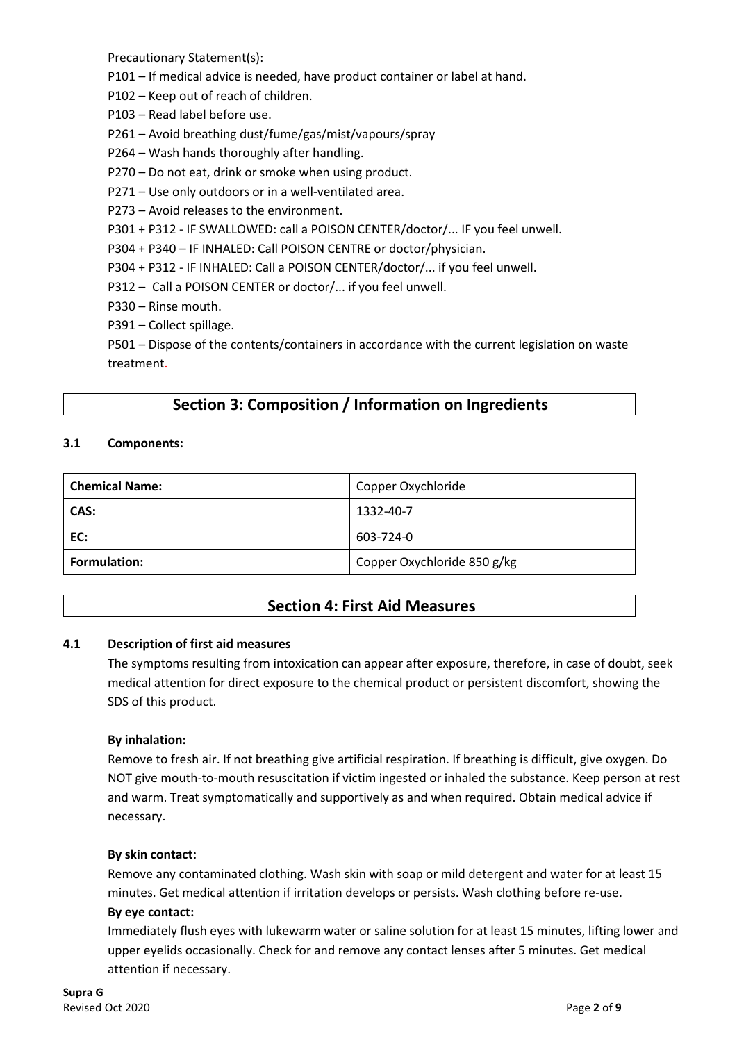Precautionary Statement(s):

P101 – If medical advice is needed, have product container or label at hand.

P102 – Keep out of reach of children.

P103 – Read label before use.

P261 – Avoid breathing dust/fume/gas/mist/vapours/spray

P264 – Wash hands thoroughly after handling.

P270 – Do not eat, drink or smoke when using product.

P271 – Use only outdoors or in a well-ventilated area.

P273 – Avoid releases to the environment.

P301 + P312 - IF SWALLOWED: call a POISON CENTER/doctor/... IF you feel unwell.

P304 + P340 – IF INHALED: Call POISON CENTRE or doctor/physician.

P304 + P312 - IF INHALED: Call a POISON CENTER/doctor/... if you feel unwell.

P312 – Call a POISON CENTER or doctor/... if you feel unwell.

P330 – Rinse mouth.

P391 – Collect spillage.

P501 – Dispose of the contents/containers in accordance with the current legislation on waste treatment.

## Section 3: Composition / Information on Ingredients

### 3.1 Components:

| **Chemical Name:** | Copper Oxychloride |
|---|---|
| **CAS:** | 1332-40-7 |
| **EC:** | 603-724-0 |
| **Formulation:** | Copper Oxychloride 850 g/kg |

## Section 4: First Aid Measures

### 4.1 Description of first aid measures

The symptoms resulting from intoxication can appear after exposure, therefore, in case of doubt, seek medical attention for direct exposure to the chemical product or persistent discomfort, showing the SDS of this product.

**By inhalation:**

Remove to fresh air. If not breathing give artificial respiration. If breathing is difficult, give oxygen. Do NOT give mouth-to-mouth resuscitation if victim ingested or inhaled the substance. Keep person at rest and warm. Treat symptomatically and supportively as and when required. Obtain medical advice if necessary.

**By skin contact:**

Remove any contaminated clothing. Wash skin with soap or mild detergent and water for at least 15 minutes. Get medical attention if irritation develops or persists. Wash clothing before re-use.

**By eye contact:**

Immediately flush eyes with lukewarm water or saline solution for at least 15 minutes, lifting lower and upper eyelids occasionally. Check for and remove any contact lenses after 5 minutes. Get medical attention if necessary.

**Supra G**
Revised Oct 2020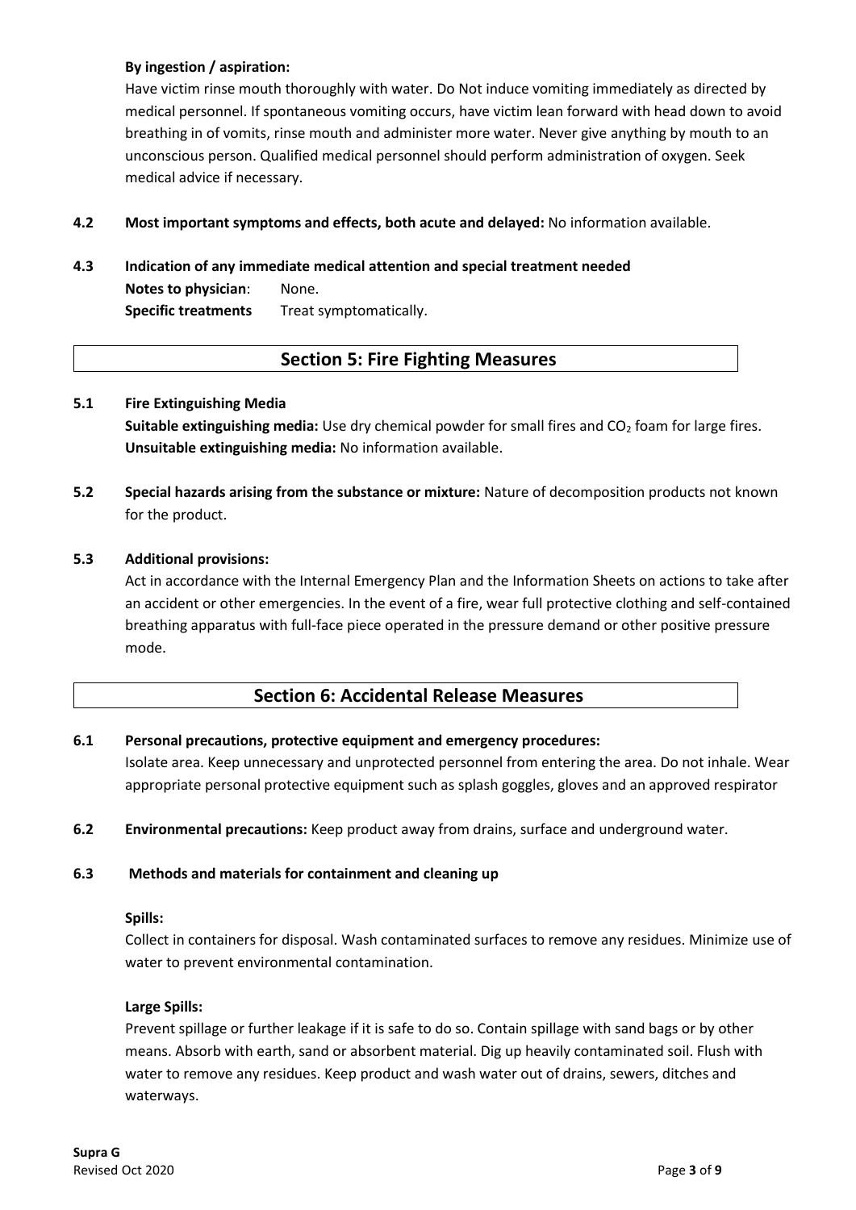**By ingestion / aspiration:**

Have victim rinse mouth thoroughly with water. Do Not induce vomiting immediately as directed by medical personnel. If spontaneous vomiting occurs, have victim lean forward with head down to avoid breathing in of vomits, rinse mouth and administer more water. Never give anything by mouth to an unconscious person. Qualified medical personnel should perform administration of oxygen. Seek medical advice if necessary.

**4.2 Most important symptoms and effects, both acute and delayed:** No information available.

**4.3 Indication of any immediate medical attention and special treatment needed**

**Notes to physician**: None.

**Specific treatments** Treat symptomatically.

## Section 5: Fire Fighting Measures

**5.1 Fire Extinguishing Media**

**Suitable extinguishing media:** Use dry chemical powder for small fires and $CO_2$ foam for large fires.

**Unsuitable extinguishing media:** No information available.

**5.2 Special hazards arising from the substance or mixture:** Nature of decomposition products not known for the product.

**5.3 Additional provisions:**

Act in accordance with the Internal Emergency Plan and the Information Sheets on actions to take after an accident or other emergencies. In the event of a fire, wear full protective clothing and self-contained breathing apparatus with full-face piece operated in the pressure demand or other positive pressure mode.

## Section 6: Accidental Release Measures

**6.1 Personal precautions, protective equipment and emergency procedures:**

Isolate area. Keep unnecessary and unprotected personnel from entering the area. Do not inhale. Wear appropriate personal protective equipment such as splash goggles, gloves and an approved respirator

**6.2 Environmental precautions:** Keep product away from drains, surface and underground water.

**6.3 Methods and materials for containment and cleaning up**

**Spills:**

Collect in containers for disposal. Wash contaminated surfaces to remove any residues. Minimize use of water to prevent environmental contamination.

**Large Spills:**

Prevent spillage or further leakage if it is safe to do so. Contain spillage with sand bags or by other means. Absorb with earth, sand or absorbent material. Dig up heavily contaminated soil. Flush with water to remove any residues. Keep product and wash water out of drains, sewers, ditches and waterways.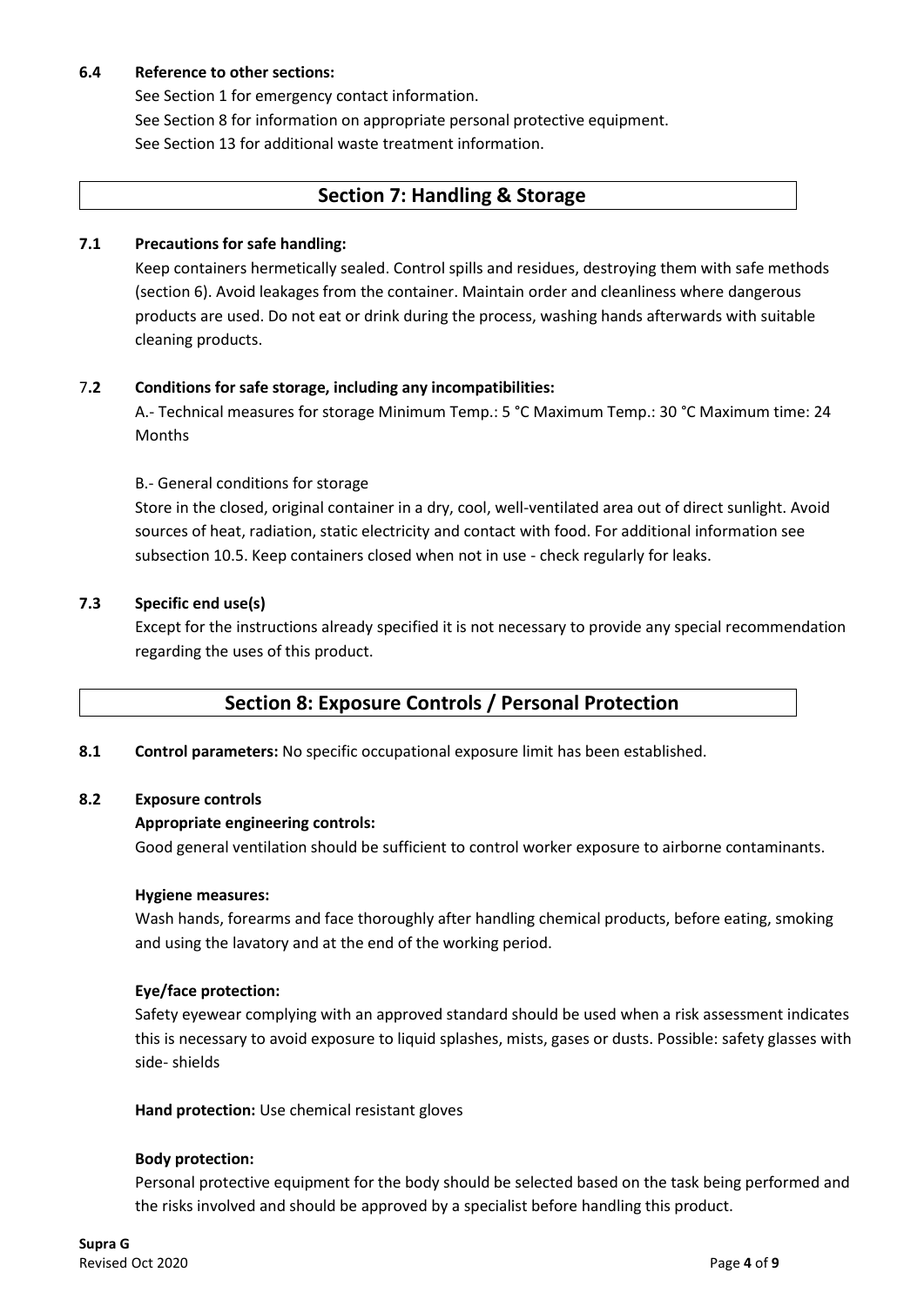### 6.4 Reference to other sections:

See Section 1 for emergency contact information.
See Section 8 for information on appropriate personal protective equipment.
See Section 13 for additional waste treatment information.

## Section 7: Handling & Storage

### 7.1 Precautions for safe handling:

Keep containers hermetically sealed. Control spills and residues, destroying them with safe methods (section 6). Avoid leakages from the container. Maintain order and cleanliness where dangerous products are used. Do not eat or drink during the process, washing hands afterwards with suitable cleaning products.

### 7.2 Conditions for safe storage, including any incompatibilities:

A.- Technical measures for storage Minimum Temp.: 5 °C Maximum Temp.: 30 °C Maximum time: 24 Months

B.- General conditions for storage

Store in the closed, original container in a dry, cool, well-ventilated area out of direct sunlight. Avoid sources of heat, radiation, static electricity and contact with food. For additional information see subsection 10.5. Keep containers closed when not in use - check regularly for leaks.

### 7.3 Specific end use(s)

Except for the instructions already specified it is not necessary to provide any special recommendation regarding the uses of this product.

## Section 8: Exposure Controls / Personal Protection

**8.1 Control parameters:** No specific occupational exposure limit has been established.

### 8.2 Exposure controls

**Appropriate engineering controls:**

Good general ventilation should be sufficient to control worker exposure to airborne contaminants.

**Hygiene measures:**

Wash hands, forearms and face thoroughly after handling chemical products, before eating, smoking and using the lavatory and at the end of the working period.

**Eye/face protection:**

Safety eyewear complying with an approved standard should be used when a risk assessment indicates this is necessary to avoid exposure to liquid splashes, mists, gases or dusts. Possible: safety glasses with side- shields

**Hand protection:** Use chemical resistant gloves

**Body protection:**

Personal protective equipment for the body should be selected based on the task being performed and the risks involved and should be approved by a specialist before handling this product.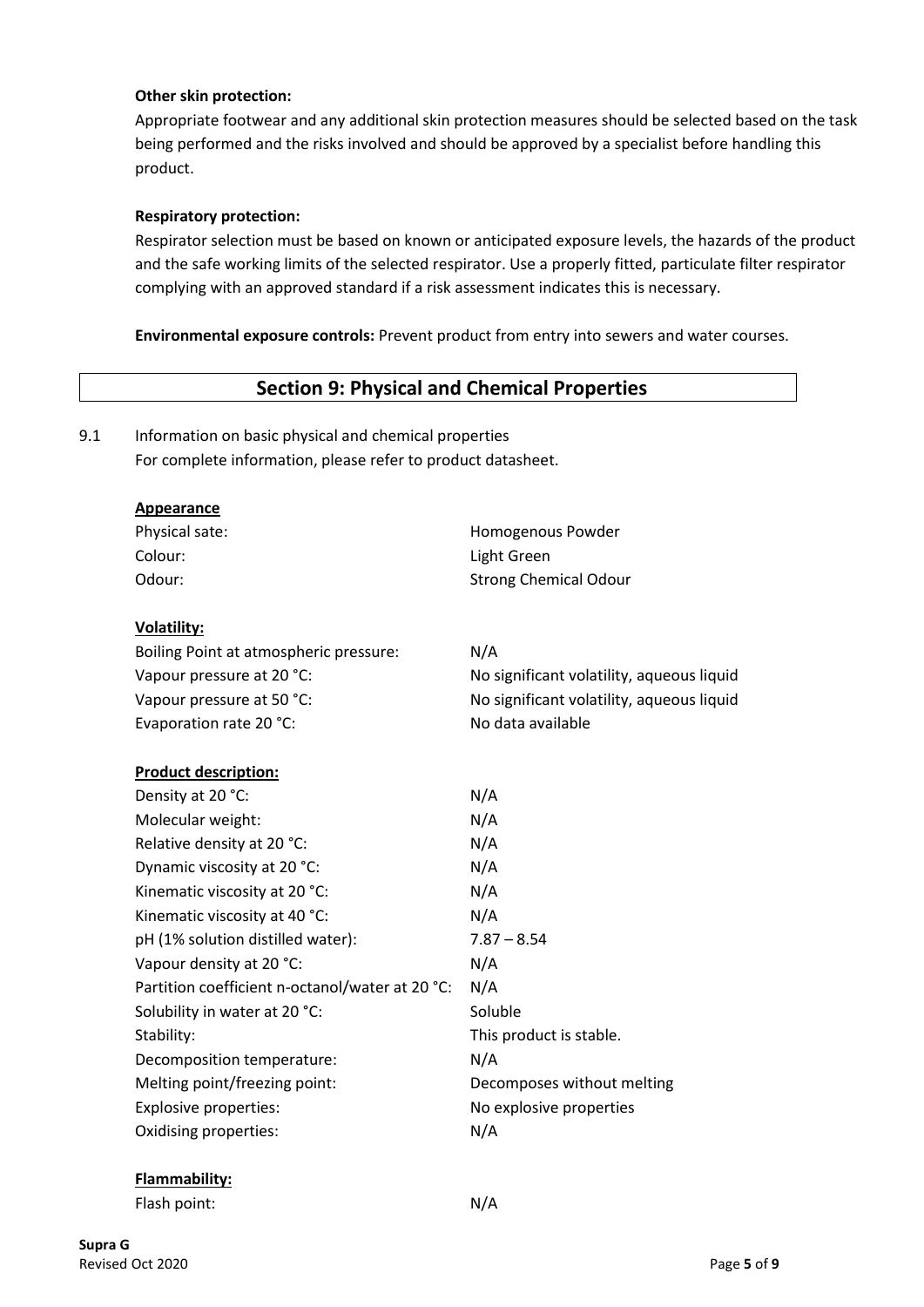**Other skin protection:**

Appropriate footwear and any additional skin protection measures should be selected based on the task being performed and the risks involved and should be approved by a specialist before handling this product.

**Respiratory protection:**

Respirator selection must be based on known or anticipated exposure levels, the hazards of the product and the safe working limits of the selected respirator. Use a properly fitted, particulate filter respirator complying with an approved standard if a risk assessment indicates this is necessary.

**Environmental exposure controls:** Prevent product from entry into sewers and water courses.

## Section 9: Physical and Chemical Properties

9.1 Information on basic physical and chemical properties
For complete information, please refer to product datasheet.

**Appearance**

| | |
|---|---|
| Physical sate: | Homogenous Powder |
| Colour: | Light Green |
| Odour: | Strong Chemical Odour |

**Volatility:**

| | |
|---|---|
| Boiling Point at atmospheric pressure: | N/A |
| Vapour pressure at 20 °C: | No significant volatility, aqueous liquid |
| Vapour pressure at 50 °C: | No significant volatility, aqueous liquid |
| Evaporation rate 20 °C: | No data available |

**Product description:**

| | |
|---|---|
| Density at 20 °C: | N/A |
| Molecular weight: | N/A |
| Relative density at 20 °C: | N/A |
| Dynamic viscosity at 20 °C: | N/A |
| Kinematic viscosity at 20 °C: | N/A |
| Kinematic viscosity at 40 °C: | N/A |
| pH (1% solution distilled water): | 7.87 – 8.54 |
| Vapour density at 20 °C: | N/A |
| Partition coefficient n-octanol/water at 20 °C: | N/A |
| Solubility in water at 20 °C: | Soluble |
| Stability: | This product is stable. |
| Decomposition temperature: | N/A |
| Melting point/freezing point: | Decomposes without melting |
| Explosive properties: | No explosive properties |
| Oxidising properties: | N/A |

**Flammability:**

| | |
|---|---|
| Flash point: | N/A |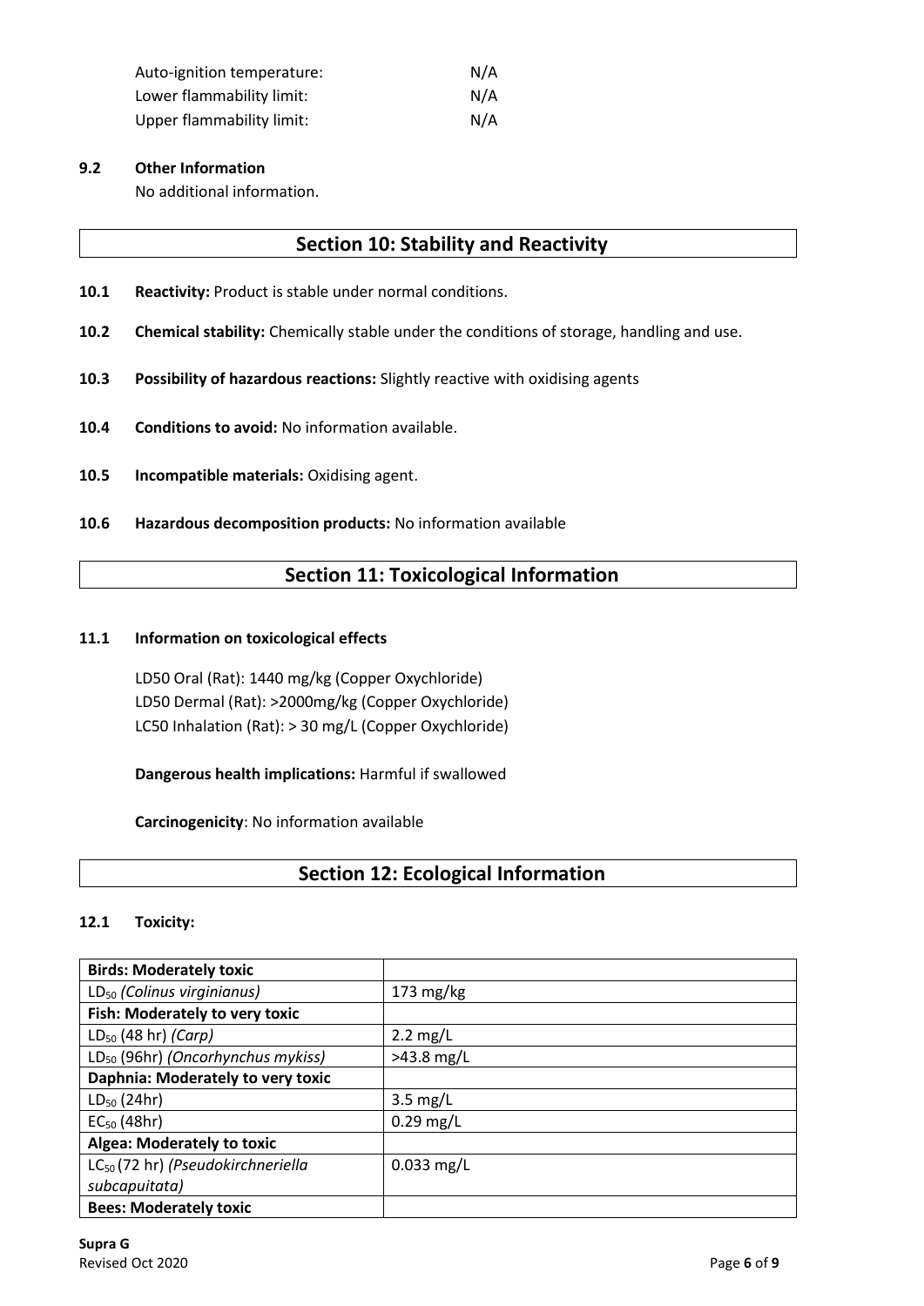| | |
|---|---|
| Auto-ignition temperature: | N/A |
| Lower flammability limit: | N/A |
| Upper flammability limit: | N/A |

**9.2 Other Information**

No additional information.

## Section 10: Stability and Reactivity

**10.1 Reactivity:** Product is stable under normal conditions.

**10.2 Chemical stability:** Chemically stable under the conditions of storage, handling and use.

**10.3 Possibility of hazardous reactions:** Slightly reactive with oxidising agents

**10.4 Conditions to avoid:** No information available.

**10.5 Incompatible materials:** Oxidising agent.

**10.6 Hazardous decomposition products:** No information available

## Section 11: Toxicological Information

**11.1 Information on toxicological effects**

LD50 Oral (Rat): 1440 mg/kg (Copper Oxychloride)
LD50 Dermal (Rat): >2000mg/kg (Copper Oxychloride)
LC50 Inhalation (Rat): > 30 mg/L (Copper Oxychloride)

**Dangerous health implications:** Harmful if swallowed

**Carcinogenicity**: No information available

## Section 12: Ecological Information

**12.1 Toxicity:**

| | |
|---|---|
| **Birds: Moderately toxic** | |
| $LD_{50}$ *(Colinus virginianus)* | 173 mg/kg |
| **Fish: Moderately to very toxic** | |
| $LD_{50}$ (48 hr) *(Carp)* | 2.2 mg/L |
| $LD_{50}$ (96hr) *(Oncorhynchus mykiss)* | >43.8 mg/L |
| **Daphnia: Moderately to very toxic** | |
| $LD_{50}$ (24hr) | 3.5 mg/L |
| $EC_{50}$ (48hr) | 0.29 mg/L |
| **Algea: Moderately to toxic** | |
| $LC_{50}$ (72 hr) *(Pseudokirchneriella subcapuitata)* | 0.033 mg/L |
| **Bees: Moderately toxic** | |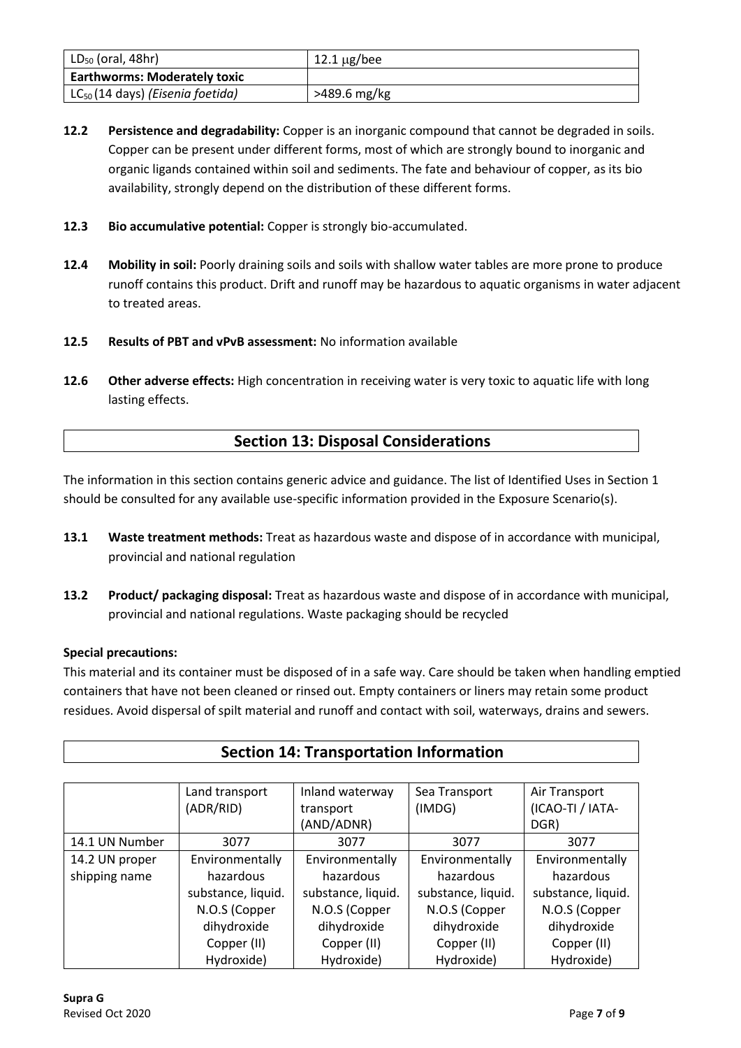| $LD_{50}$ (oral, 48hr) | 12.1 μg/bee |
|---|---|
| **Earthworms: Moderately toxic** | |
| $LC_{50}$ (14 days) *(Eisenia foetida)* | >489.6 mg/kg |

**12.2 Persistence and degradability:** Copper is an inorganic compound that cannot be degraded in soils. Copper can be present under different forms, most of which are strongly bound to inorganic and organic ligands contained within soil and sediments. The fate and behaviour of copper, as its bio availability, strongly depend on the distribution of these different forms.

**12.3 Bio accumulative potential:** Copper is strongly bio-accumulated.

**12.4 Mobility in soil:** Poorly draining soils and soils with shallow water tables are more prone to produce runoff contains this product. Drift and runoff may be hazardous to aquatic organisms in water adjacent to treated areas.

**12.5 Results of PBT and vPvB assessment:** No information available

**12.6 Other adverse effects:** High concentration in receiving water is very toxic to aquatic life with long lasting effects.

## Section 13: Disposal Considerations

The information in this section contains generic advice and guidance. The list of Identified Uses in Section 1 should be consulted for any available use-specific information provided in the Exposure Scenario(s).

**13.1 Waste treatment methods:** Treat as hazardous waste and dispose of in accordance with municipal, provincial and national regulation

**13.2 Product/ packaging disposal:** Treat as hazardous waste and dispose of in accordance with municipal, provincial and national regulations. Waste packaging should be recycled

**Special precautions:**

This material and its container must be disposed of in a safe way. Care should be taken when handling emptied containers that have not been cleaned or rinsed out. Empty containers or liners may retain some product residues. Avoid dispersal of spilt material and runoff and contact with soil, waterways, drains and sewers.

## Section 14: Transportation Information

| | Land transport (ADR/RID) | Inland waterway transport (AND/ADNR) | Sea Transport (IMDG) | Air Transport (ICAO-TI / IATA-DGR) |
|---|---|---|---|---|
| 14.1 UN Number | 3077 | 3077 | 3077 | 3077 |
| 14.2 UN proper shipping name | Environmentally hazardous substance, liquid. N.O.S (Copper dihydroxide Copper (II) Hydroxide) | Environmentally hazardous substance, liquid. N.O.S (Copper dihydroxide Copper (II) Hydroxide) | Environmentally hazardous substance, liquid. N.O.S (Copper dihydroxide Copper (II) Hydroxide) | Environmentally hazardous substance, liquid. N.O.S (Copper dihydroxide Copper (II) Hydroxide) |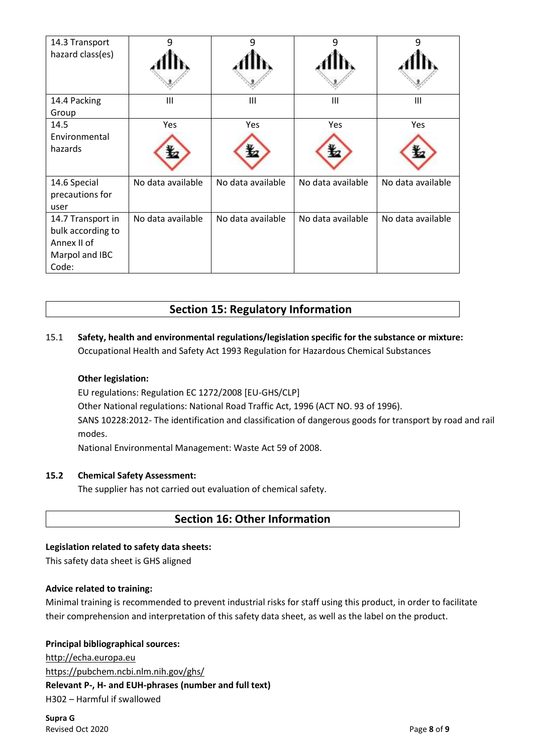| 14.3 Transport hazard class(es) | 9 | 9 | 9 | 9 |
|---|---|---|---|---|
| 14.4 Packing Group | III | III | III | III |
| 14.5 Environmental hazards | Yes | Yes | Yes | Yes |
| 14.6 Special precautions for user | No data available | No data available | No data available | No data available |
| 14.7 Transport in bulk according to Annex II of Marpol and IBC Code: | No data available | No data available | No data available | No data available |

## Section 15: Regulatory Information

15.1 **Safety, health and environmental regulations/legislation specific for the substance or mixture:**
Occupational Health and Safety Act 1993 Regulation for Hazardous Chemical Substances

**Other legislation:**
EU regulations: Regulation EC 1272/2008 [EU-GHS/CLP]
Other National regulations: National Road Traffic Act, 1996 (ACT NO. 93 of 1996).
SANS 10228:2012- The identification and classification of dangerous goods for transport by road and rail modes.
National Environmental Management: Waste Act 59 of 2008.

**15.2 Chemical Safety Assessment:**
The supplier has not carried out evaluation of chemical safety.

## Section 16: Other Information

**Legislation related to safety data sheets:**
This safety data sheet is GHS aligned

**Advice related to training:**
Minimal training is recommended to prevent industrial risks for staff using this product, in order to facilitate their comprehension and interpretation of this safety data sheet, as well as the label on the product.

**Principal bibliographical sources:**
http://echa.europa.eu
https://pubchem.ncbi.nlm.nih.gov/ghs/

**Relevant P-, H- and EUH-phrases (number and full text)**
H302 – Harmful if swallowed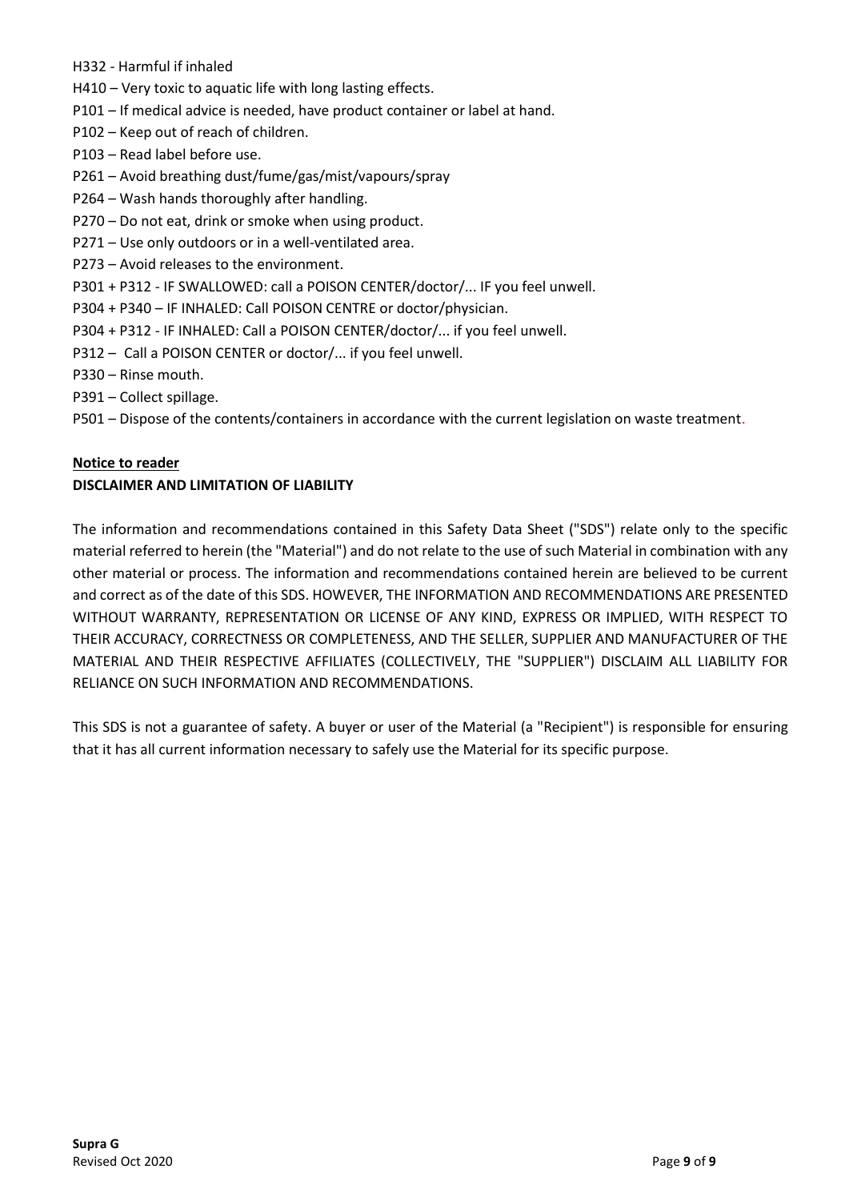H332 - Harmful if inhaled

H410 – Very toxic to aquatic life with long lasting effects.

P101 – If medical advice is needed, have product container or label at hand.

P102 – Keep out of reach of children.

P103 – Read label before use.

P261 – Avoid breathing dust/fume/gas/mist/vapours/spray

P264 – Wash hands thoroughly after handling.

P270 – Do not eat, drink or smoke when using product.

P271 – Use only outdoors or in a well-ventilated area.

P273 – Avoid releases to the environment.

P301 + P312 - IF SWALLOWED: call a POISON CENTER/doctor/... IF you feel unwell.

P304 + P340 – IF INHALED: Call POISON CENTRE or doctor/physician.

P304 + P312 - IF INHALED: Call a POISON CENTER/doctor/... if you feel unwell.

P312 – Call a POISON CENTER or doctor/... if you feel unwell.

P330 – Rinse mouth.

P391 – Collect spillage.

P501 – Dispose of the contents/containers in accordance with the current legislation on waste treatment.

**Notice to reader**

**DISCLAIMER AND LIMITATION OF LIABILITY**

The information and recommendations contained in this Safety Data Sheet ("SDS") relate only to the specific material referred to herein (the "Material") and do not relate to the use of such Material in combination with any other material or process. The information and recommendations contained herein are believed to be current and correct as of the date of this SDS. HOWEVER, THE INFORMATION AND RECOMMENDATIONS ARE PRESENTED WITHOUT WARRANTY, REPRESENTATION OR LICENSE OF ANY KIND, EXPRESS OR IMPLIED, WITH RESPECT TO THEIR ACCURACY, CORRECTNESS OR COMPLETENESS, AND THE SELLER, SUPPLIER AND MANUFACTURER OF THE MATERIAL AND THEIR RESPECTIVE AFFILIATES (COLLECTIVELY, THE "SUPPLIER") DISCLAIM ALL LIABILITY FOR RELIANCE ON SUCH INFORMATION AND RECOMMENDATIONS.

This SDS is not a guarantee of safety. A buyer or user of the Material (a "Recipient") is responsible for ensuring that it has all current information necessary to safely use the Material for its specific purpose.